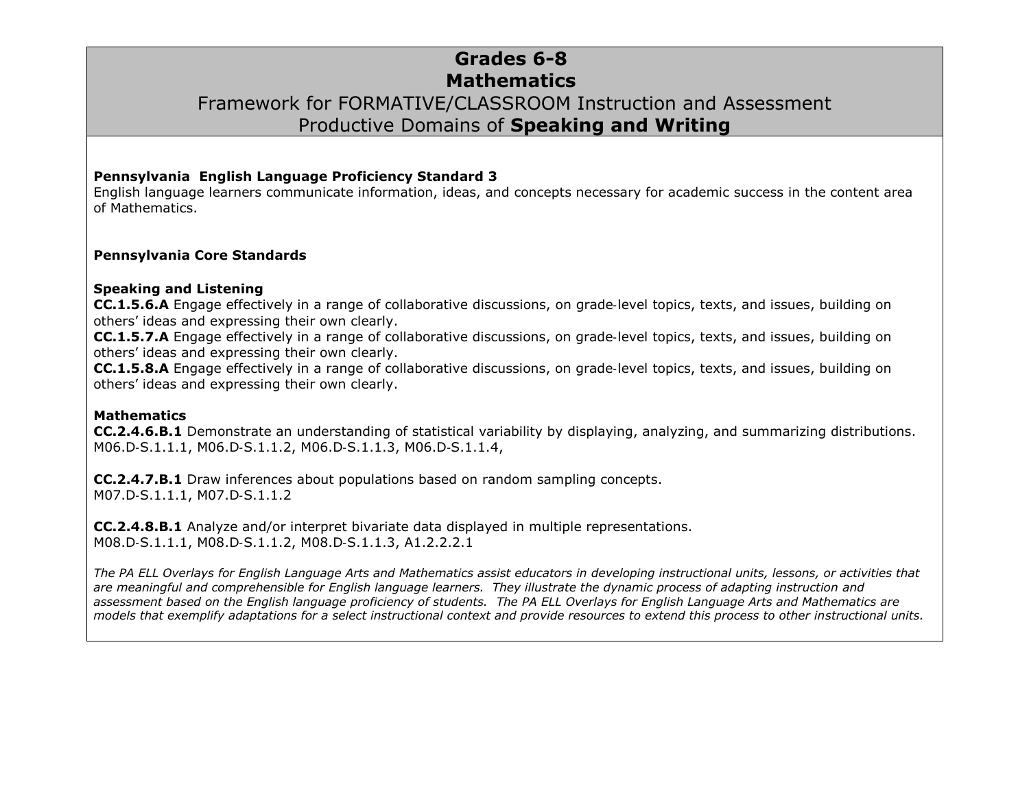# Grades 6-8
# Mathematics
## Framework for FORMATIVE/CLASSROOM Instruction and Assessment
## Productive Domains of **Speaking and Writing**

**Pennsylvania English Language Proficiency Standard 3**

English language learners communicate information, ideas, and concepts necessary for academic success in the content area of Mathematics.

**Pennsylvania Core Standards**

**Speaking and Listening**

**CC.1.5.6.A** Engage effectively in a range of collaborative discussions, on grade-level topics, texts, and issues, building on others' ideas and expressing their own clearly.

**CC.1.5.7.A** Engage effectively in a range of collaborative discussions, on grade-level topics, texts, and issues, building on others' ideas and expressing their own clearly.

**CC.1.5.8.A** Engage effectively in a range of collaborative discussions, on grade-level topics, texts, and issues, building on others' ideas and expressing their own clearly.

**Mathematics**

**CC.2.4.6.B.1** Demonstrate an understanding of statistical variability by displaying, analyzing, and summarizing distributions.
M06.D-S.1.1.1, M06.D-S.1.1.2, M06.D-S.1.1.3, M06.D-S.1.1.4,

**CC.2.4.7.B.1** Draw inferences about populations based on random sampling concepts.
M07.D-S.1.1.1, M07.D-S.1.1.2

**CC.2.4.8.B.1** Analyze and/or interpret bivariate data displayed in multiple representations.
M08.D-S.1.1.1, M08.D-S.1.1.2, M08.D-S.1.1.3, A1.2.2.2.1

*The PA ELL Overlays for English Language Arts and Mathematics assist educators in developing instructional units, lessons, or activities that are meaningful and comprehensible for English language learners. They illustrate the dynamic process of adapting instruction and assessment based on the English language proficiency of students. The PA ELL Overlays for English Language Arts and Mathematics are models that exemplify adaptations for a select instructional context and provide resources to extend this process to other instructional units.*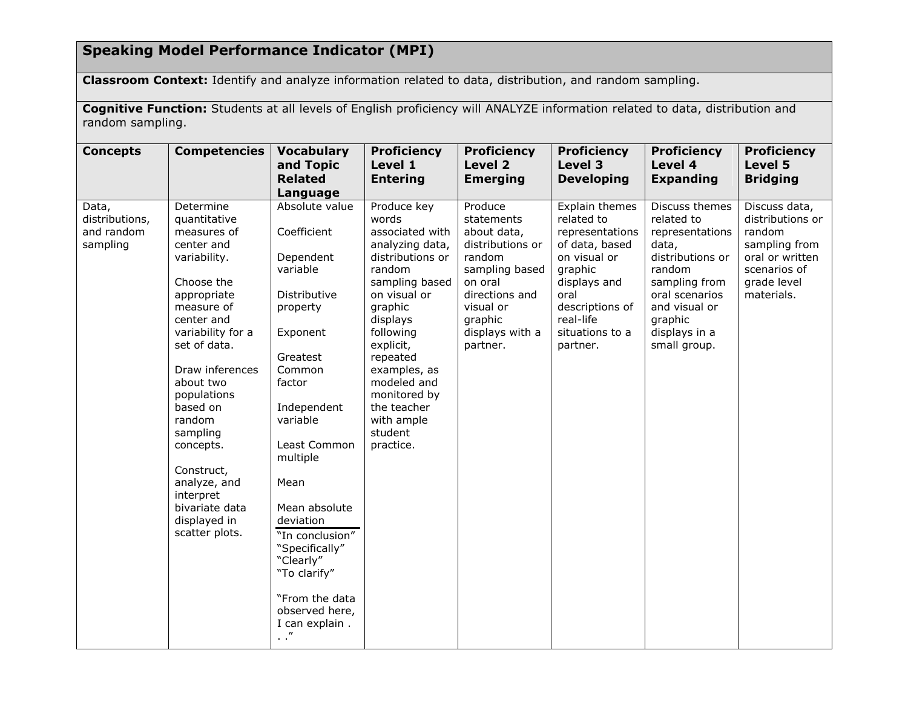## Speaking Model Performance Indicator (MPI)

**Classroom Context:** Identify and analyze information related to data, distribution, and random sampling.

**Cognitive Function:** Students at all levels of English proficiency will ANALYZE information related to data, distribution and random sampling.

| Concepts | Competencies | Vocabulary and Topic Related Language | Proficiency Level 1 Entering | Proficiency Level 2 Emerging | Proficiency Level 3 Developing | Proficiency Level 4 Expanding | Proficiency Level 5 Bridging |
|---|---|---|---|---|---|---|---|
| Data, distributions, and random sampling | Determine quantitative measures of center and variability.<br><br>Choose the appropriate measure of center and variability for a set of data.<br><br>Draw inferences about two populations based on random sampling concepts.<br><br>Construct, analyze, and interpret bivariate data displayed in scatter plots. | Absolute value<br><br>Coefficient<br><br>Dependent variable<br><br>Distributive property<br><br>Exponent<br><br>Greatest Common factor<br><br>Independent variable<br><br>Least Common multiple<br><br>Mean<br><br>Mean absolute deviation<br><br>"In conclusion"<br>"Specifically"<br>"Clearly"<br>"To clarify"<br><br>"From the data observed here, I can explain . . ." | Produce key words associated with analyzing data, distributions or random sampling based on visual or graphic displays following explicit, repeated examples, as modeled and monitored by the teacher with ample student practice. | Produce statements about data, distributions or random sampling based on oral directions and visual or graphic displays with a partner. | Explain themes related to representations of data, based on visual or graphic displays and oral descriptions of real-life situations to a partner. | Discuss themes related to representations data, distributions or random sampling from oral scenarios and visual or graphic displays in a small group. | Discuss data, distributions or random sampling from oral or written scenarios of grade level materials. |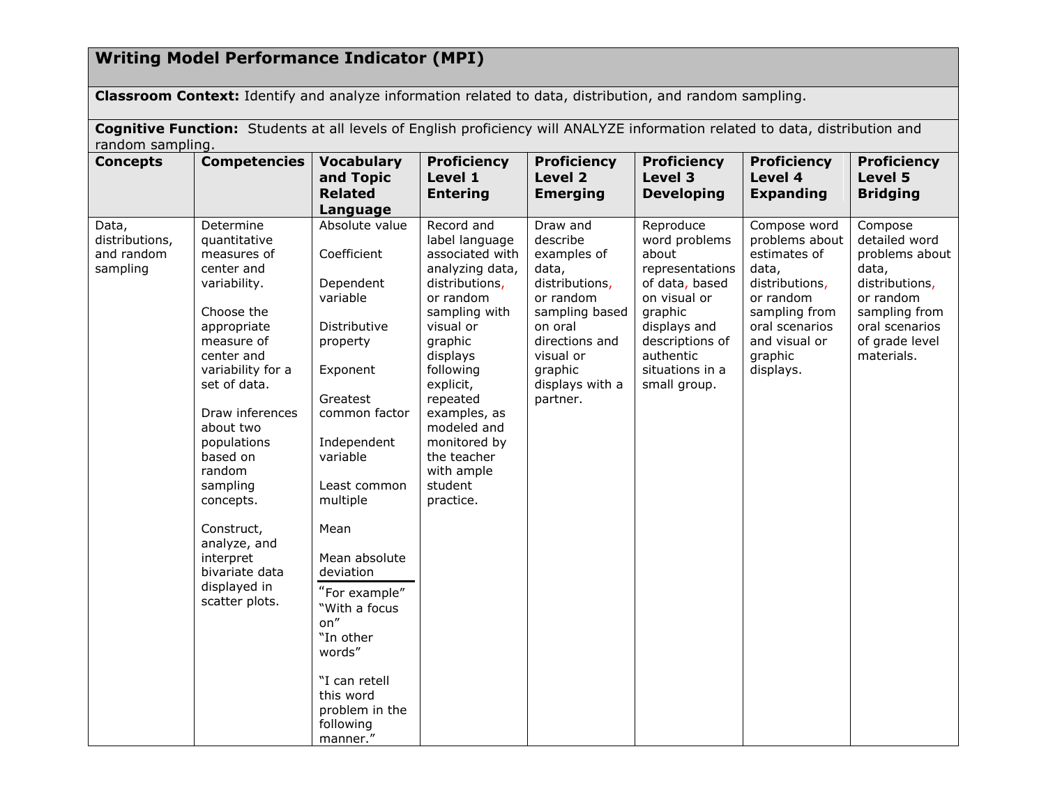## Writing Model Performance Indicator (MPI)

**Classroom Context:** Identify and analyze information related to data, distribution, and random sampling.

**Cognitive Function:** Students at all levels of English proficiency will ANALYZE information related to data, distribution and random sampling.

| Concepts | Competencies | Vocabulary and Topic Related Language | Proficiency Level 1 Entering | Proficiency Level 2 Emerging | Proficiency Level 3 Developing | Proficiency Level 4 Expanding | Proficiency Level 5 Bridging |
|---|---|---|---|---|---|---|---|
| Data, distributions, and random sampling | Determine quantitative measures of center and variability.<br><br>Choose the appropriate measure of center and variability for a set of data.<br><br>Draw inferences about two populations based on random sampling concepts.<br><br>Construct, analyze, and interpret bivariate data displayed in scatter plots. | Absolute value<br><br>Coefficient<br><br>Dependent variable<br><br>Distributive property<br><br>Exponent<br><br>Greatest common factor<br><br>Independent variable<br><br>Least common multiple<br><br>Mean<br><br>Mean absolute deviation<br><br>"For example"<br>"With a focus on"<br>"In other words"<br><br>"I can retell this word problem in the following manner." | Record and label language associated with analyzing data, distributions, or random sampling with visual or graphic displays following explicit, repeated examples, as modeled and monitored by the teacher with ample student practice. | Draw and describe examples of data, distributions, or random sampling based on oral directions and visual or graphic displays with a partner. | Reproduce word problems about representations of data, based on visual or graphic displays and descriptions of authentic situations in a small group. | Compose word problems about estimates of data, distributions, or random sampling from oral scenarios and visual or graphic displays. | Compose detailed word problems about data, distributions, or random sampling from oral scenarios of grade level materials. |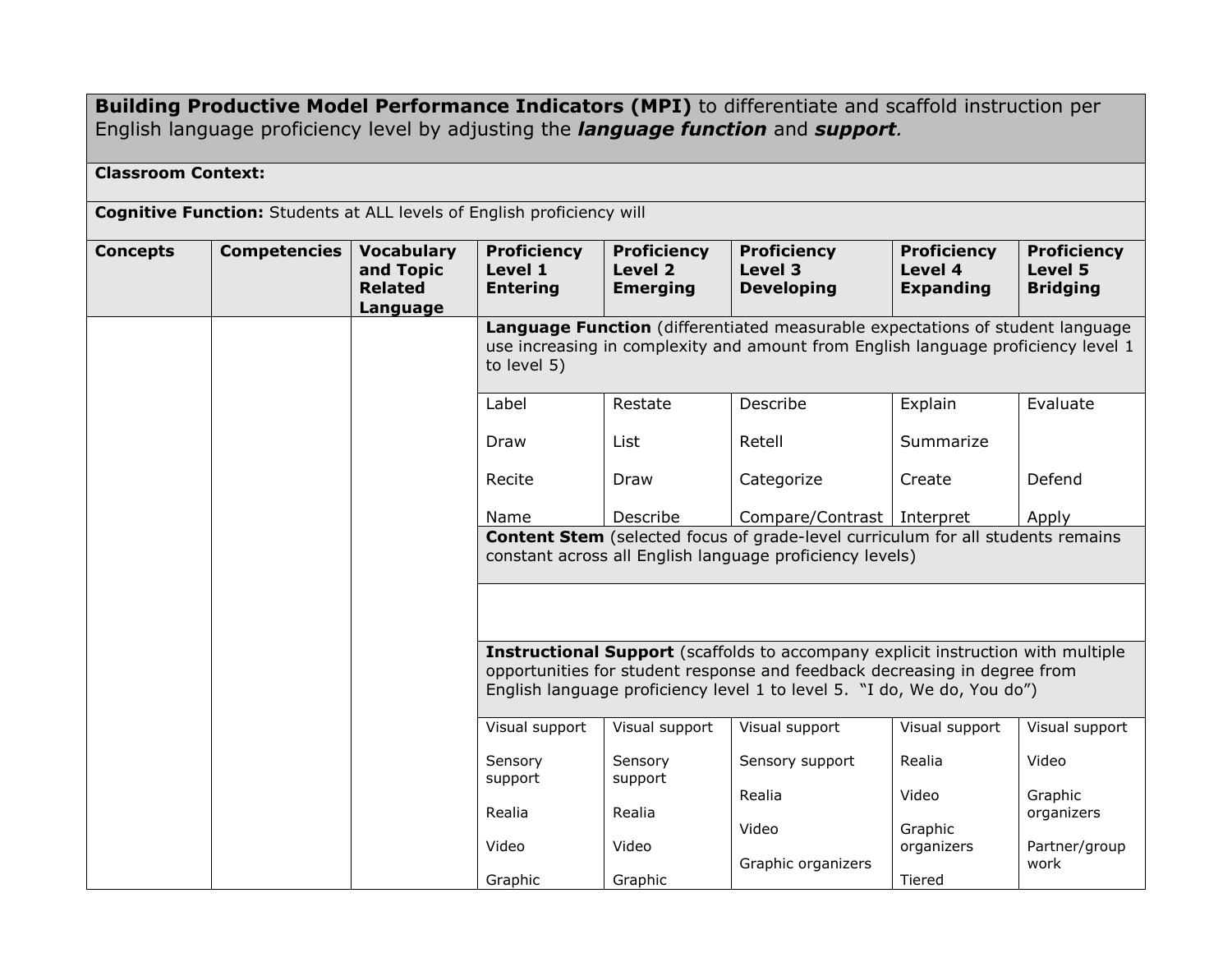| **Building Productive Model Performance Indicators (MPI)** to differentiate and scaffold instruction per English language proficiency level by adjusting the ***language function*** and ***support***. | | | | | | | |
|---|---|---|---|---|---|---|---|
| **Classroom Context:** | | | | | | | |
| **Cognitive Function:** Students at ALL levels of English proficiency will | | | | | | | |
| **Concepts** | **Competencies** | **Vocabulary and Topic Related Language** | **Proficiency Level 1 Entering** | **Proficiency Level 2 Emerging** | **Proficiency Level 3 Developing** | **Proficiency Level 4 Expanding** | **Proficiency Level 5 Bridging** |
| | | | **Language Function** (differentiated measurable expectations of student language use increasing in complexity and amount from English language proficiency level 1 to level 5) | | | | |
| | | | Label<br><br>Draw<br><br>Recite<br><br>Name | Restate<br><br>List<br><br>Draw<br><br>Describe | Describe<br><br>Retell<br><br>Categorize<br><br>Compare/Contrast | Explain<br><br>Summarize<br><br>Create<br><br>Interpret | Evaluate<br><br>Defend<br><br>Apply |
| | | | **Content Stem** (selected focus of grade-level curriculum for all students remains constant across all English language proficiency levels) | | | | |
| | | | | | | | |
| | | | **Instructional Support** (scaffolds to accompany explicit instruction with multiple opportunities for student response and feedback decreasing in degree from English language proficiency level 1 to level 5. "I do, We do, You do") | | | | |
| | | | Visual support<br><br>Sensory support<br><br>Realia<br><br>Video<br><br>Graphic | Visual support<br><br>Sensory support<br><br>Realia<br><br>Video<br><br>Graphic | Visual support<br><br>Sensory support<br><br>Realia<br><br>Video<br><br>Graphic organizers | Visual support<br><br>Realia<br><br>Video<br><br>Graphic organizers<br><br>Tiered | Visual support<br><br>Video<br><br>Graphic organizers<br><br>Partner/group work |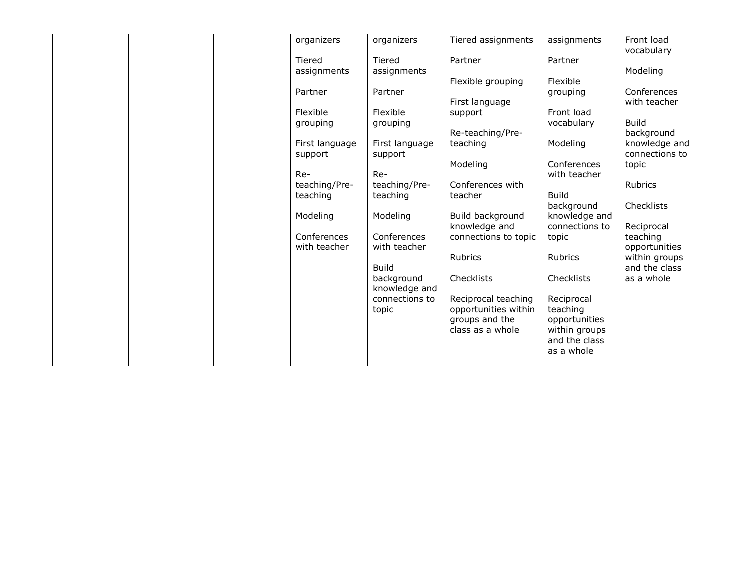| | | | | | | | |
|---|---|---|---|---|---|---|---|
| | | | organizers<br><br>Tiered assignments<br><br>Partner<br><br>Flexible grouping<br><br>First language support<br><br>Re-teaching/Pre-teaching<br><br>Modeling<br><br>Conferences with teacher | organizers<br><br>Tiered assignments<br><br>Partner<br><br>Flexible grouping<br><br>First language support<br><br>Re-teaching/Pre-teaching<br><br>Modeling<br><br>Conferences with teacher<br><br>Build background knowledge and connections to topic | Tiered assignments<br><br>Partner<br><br>Flexible grouping<br><br>First language support<br><br>Re-teaching/Pre-teaching<br><br>Modeling<br><br>Conferences with teacher<br><br>Build background knowledge and connections to topic<br><br>Rubrics<br><br>Checklists<br><br>Reciprocal teaching opportunities within groups and the class as a whole | assignments<br><br>Partner<br><br>Flexible grouping<br><br>Front load vocabulary<br><br>Modeling<br><br>Conferences with teacher<br><br>Build background knowledge and connections to topic<br><br>Rubrics<br><br>Checklists<br><br>Reciprocal teaching opportunities within groups and the class as a whole | Front load vocabulary<br><br>Modeling<br><br>Conferences with teacher<br><br>Build background knowledge and connections to topic<br><br>Rubrics<br><br>Checklists<br><br>Reciprocal teaching opportunities within groups and the class as a whole |